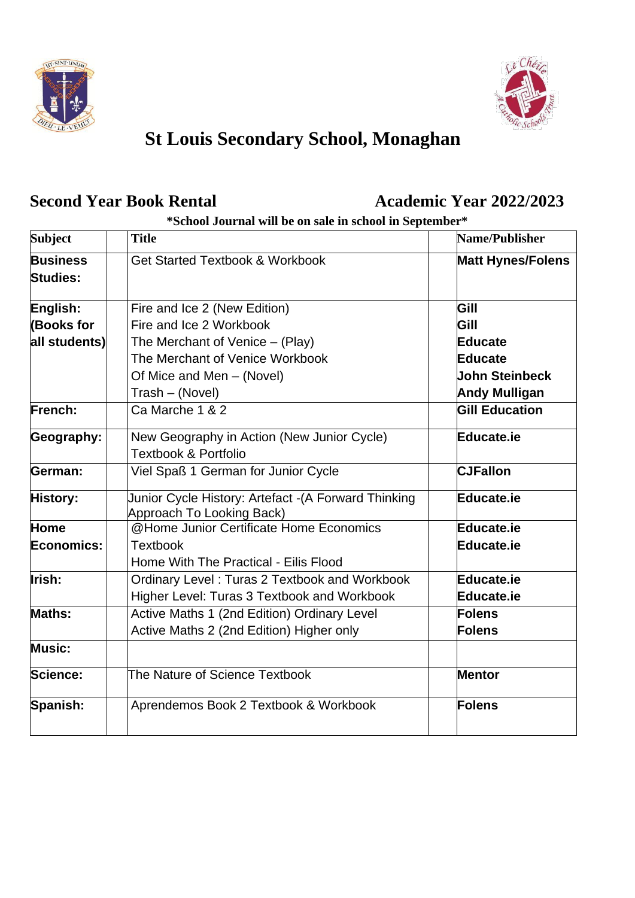# St Louis Secondary School, Monaghan

## Second Year Book Rental — Academic Year 2022/2023

**\*School Journal will be on sale in school in September\***

| Subject | Title | Name/Publisher |
|---|---|---|
| **Business Studies:** | Get Started Textbook & Workbook | **Matt Hynes/Folens** |
| **English: (Books for all students)** | Fire and Ice 2 (New Edition)<br>Fire and Ice 2 Workbook<br>The Merchant of Venice – (Play)<br>The Merchant of Venice Workbook<br>Of Mice and Men – (Novel)<br>Trash – (Novel) | **Gill**<br>**Gill**<br>**Educate**<br>**Educate**<br>**John Steinbeck**<br>**Andy Mulligan** |
| **French:** | Ca Marche 1 & 2 | **Gill Education** |
| **Geography:** | New Geography in Action (New Junior Cycle) Textbook & Portfolio | **Educate.ie** |
| **German:** | Viel Spaß 1 German for Junior Cycle | **CJFallon** |
| **History:** | Junior Cycle History: Artefact -(A Forward Thinking Approach To Looking Back) | **Educate.ie** |
| **Home Economics:** | @Home Junior Certificate Home Economics Textbook<br>Home With The Practical - Eilis Flood | **Educate.ie**<br>**Educate.ie** |
| **Irish:** | Ordinary Level : Turas 2 Textbook and Workbook<br>Higher Level: Turas 3 Textbook and Workbook | **Educate.ie**<br>**Educate.ie** |
| **Maths:** | Active Maths 1 (2nd Edition) Ordinary Level<br>Active Maths 2 (2nd Edition) Higher only | **Folens**<br>**Folens** |
| **Music:** | | |
| **Science:** | The Nature of Science Textbook | **Mentor** |
| **Spanish:** | Aprendemos Book 2 Textbook & Workbook | **Folens** |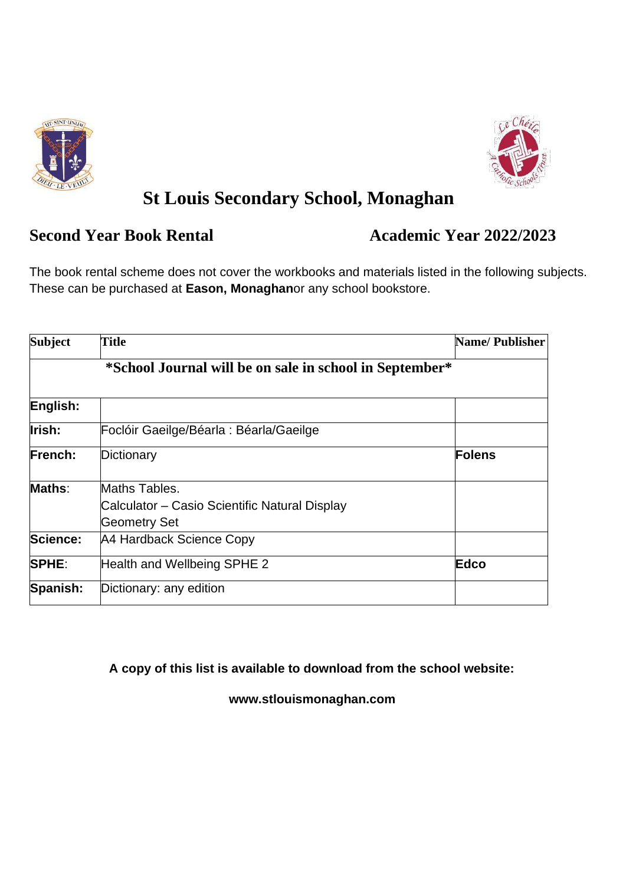# St Louis Secondary School, Monaghan

## Second Year Book Rental

## Academic Year 2022/2023

The book rental scheme does not cover the workbooks and materials listed in the following subjects. These can be purchased at **Eason, Monaghan**or any school bookstore.

| Subject | Title | Name/ Publisher |
|---|---|---|
| **\*School Journal will be on sale in school in September\*** | | |
| **English:** | | |
| **Irish:** | Foclóir Gaeilge/Béarla : Béarla/Gaeilge | |
| **French:** | Dictionary | **Folens** |
| **Maths**: | Maths Tables.<br>Calculator – Casio Scientific Natural Display<br>Geometry Set | |
| **Science:** | A4 Hardback Science Copy | |
| **SPHE**: | Health and Wellbeing SPHE 2 | **Edco** |
| **Spanish:** | Dictionary: any edition | |

**A copy of this list is available to download from the school website:**

**www.stlouismonaghan.com**